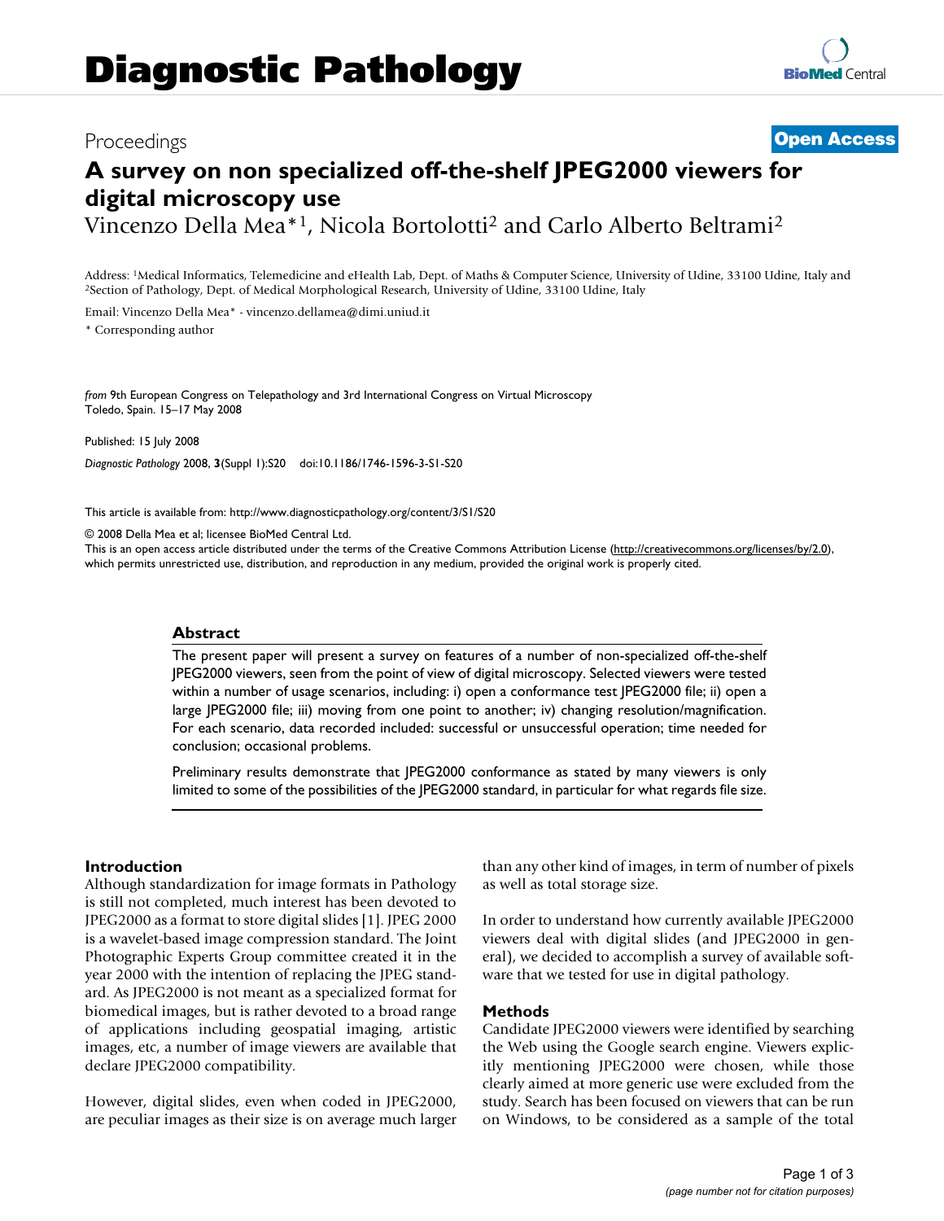Diagnostic Pathology

Proceedings **Open Access**

# A survey on non specialized off-the-shelf JPEG2000 viewers for digital microscopy use

Vincenzo Della Mea*[1], Nicola Bortolotti[2] and Carlo Alberto Beltrami[2]

Address: [1]Medical Informatics, Telemedicine and eHealth Lab, Dept. of Maths & Computer Science, University of Udine, 33100 Udine, Italy and [2]Section of Pathology, Dept. of Medical Morphological Research, University of Udine, 33100 Udine, Italy

Email: Vincenzo Della Mea* - vincenzo.dellamea@dimi.uniud.it

* Corresponding author

*from* 9th European Congress on Telepathology and 3rd International Congress on Virtual Microscopy
Toledo, Spain. 15–17 May 2008

Published: 15 July 2008

*Diagnostic Pathology* 2008, **3**(Suppl 1):S20 doi:10.1186/1746-1596-3-S1-S20

This article is available from: http://www.diagnosticpathology.org/content/3/S1/S20

© 2008 Della Mea et al; licensee BioMed Central Ltd.
This is an open access article distributed under the terms of the Creative Commons Attribution License (http://creativecommons.org/licenses/by/2.0), which permits unrestricted use, distribution, and reproduction in any medium, provided the original work is properly cited.

## Abstract

The present paper will present a survey on features of a number of non-specialized off-the-shelf JPEG2000 viewers, seen from the point of view of digital microscopy. Selected viewers were tested within a number of usage scenarios, including: i) open a conformance test JPEG2000 file; ii) open a large JPEG2000 file; iii) moving from one point to another; iv) changing resolution/magnification. For each scenario, data recorded included: successful or unsuccessful operation; time needed for conclusion; occasional problems.

Preliminary results demonstrate that JPEG2000 conformance as stated by many viewers is only limited to some of the possibilities of the JPEG2000 standard, in particular for what regards file size.

## Introduction

Although standardization for image formats in Pathology is still not completed, much interest has been devoted to JPEG2000 as a format to store digital slides [1]. JPEG 2000 is a wavelet-based image compression standard. The Joint Photographic Experts Group committee created it in the year 2000 with the intention of replacing the JPEG standard. As JPEG2000 is not meant as a specialized format for biomedical images, but is rather devoted to a broad range of applications including geospatial imaging, artistic images, etc, a number of image viewers are available that declare JPEG2000 compatibility.

However, digital slides, even when coded in JPEG2000, are peculiar images as their size is on average much larger than any other kind of images, in term of number of pixels as well as total storage size.

In order to understand how currently available JPEG2000 viewers deal with digital slides (and JPEG2000 in general), we decided to accomplish a survey of available software that we tested for use in digital pathology.

## Methods

Candidate JPEG2000 viewers were identified by searching the Web using the Google search engine. Viewers explicitly mentioning JPEG2000 were chosen, while those clearly aimed at more generic use were excluded from the study. Search has been focused on viewers that can be run on Windows, to be considered as a sample of the total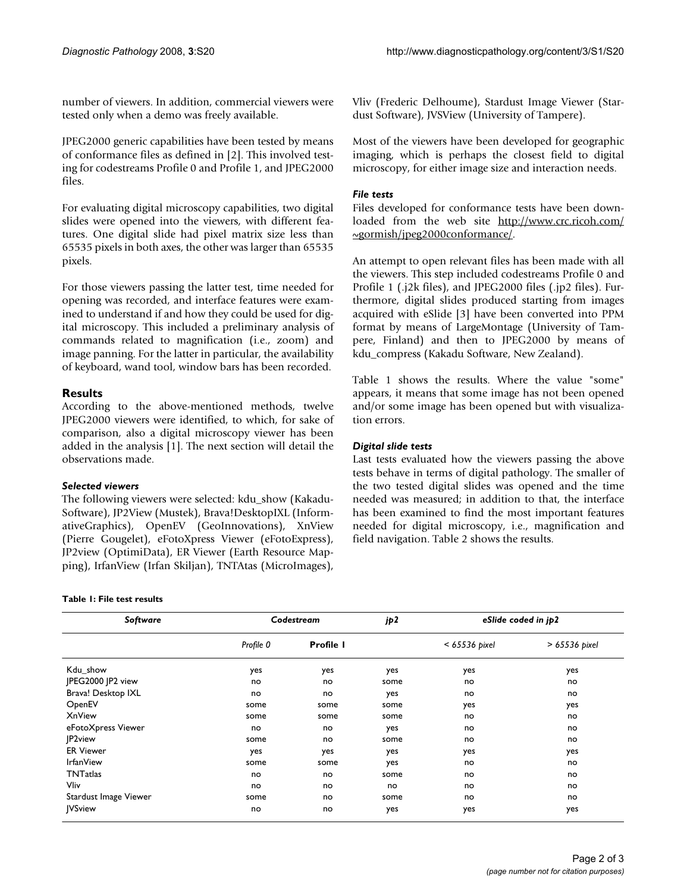number of viewers. In addition, commercial viewers were tested only when a demo was freely available.

JPEG2000 generic capabilities have been tested by means of conformance files as defined in [2]. This involved testing for codestreams Profile 0 and Profile 1, and JPEG2000 files.

For evaluating digital microscopy capabilities, two digital slides were opened into the viewers, with different features. One digital slide had pixel matrix size less than 65535 pixels in both axes, the other was larger than 65535 pixels.

For those viewers passing the latter test, time needed for opening was recorded, and interface features were examined to understand if and how they could be used for digital microscopy. This included a preliminary analysis of commands related to magnification (i.e., zoom) and image panning. For the latter in particular, the availability of keyboard, wand tool, window bars has been recorded.

## Results

According to the above-mentioned methods, twelve JPEG2000 viewers were identified, to which, for sake of comparison, also a digital microscopy viewer has been added in the analysis [1]. The next section will detail the observations made.

### *Selected viewers*

The following viewers were selected: kdu_show (Kakadu-Software), JP2View (Mustek), Brava!DesktopIXL (InformativeGraphics), OpenEV (GeoInnovations), XnView (Pierre Gougelet), eFotoXpress Viewer (eFotoExpress), JP2view (OptimiData), ER Viewer (Earth Resource Mapping), IrfanView (Irfan Skiljan), TNTAtas (MicroImages), Vliv (Frederic Delhoume), Stardust Image Viewer (Stardust Software), JVSView (University of Tampere).

Most of the viewers have been developed for geographic imaging, which is perhaps the closest field to digital microscopy, for either image size and interaction needs.

### *File tests*

Files developed for conformance tests have been downloaded from the web site http://www.crc.ricoh.com/~gormish/jpeg2000conformance/.

An attempt to open relevant files has been made with all the viewers. This step included codestreams Profile 0 and Profile 1 (.j2k files), and JPEG2000 files (.jp2 files). Furthermore, digital slides produced starting from images acquired with eSlide [3] have been converted into PPM format by means of LargeMontage (University of Tampere, Finland) and then to JPEG2000 by means of kdu_compress (Kakadu Software, New Zealand).

Table 1 shows the results. Where the value "some" appears, it means that some image has not been opened and/or some image has been opened but with visualization errors.

### *Digital slide tests*

Last tests evaluated how the viewers passing the above tests behave in terms of digital pathology. The smaller of the two tested digital slides was opened and the time needed was measured; in addition to that, the interface has been examined to find the most important features needed for digital microscopy, i.e., magnification and field navigation. Table 2 shows the results.

**Table 1: File test results**

| *Software* | *Codestream* | | *jp2* | *eSlide coded in jp2* | |
|---|---|---|---|---|---|
| | *Profile 0* | **Profile 1** | | *< 65536 pixel* | *> 65536 pixel* |
| Kdu_show | yes | yes | yes | yes | yes |
| JPEG2000 JP2 view | no | no | some | no | no |
| Brava! Desktop IXL | no | no | yes | no | no |
| OpenEV | some | some | some | yes | yes |
| XnView | some | some | some | no | no |
| eFotoXpress Viewer | no | no | yes | no | no |
| JP2view | some | no | some | no | no |
| ER Viewer | yes | yes | yes | yes | yes |
| IrfanView | some | some | yes | no | no |
| TNTatlas | no | no | some | no | no |
| Vliv | no | no | no | no | no |
| Stardust Image Viewer | some | no | some | no | no |
| JVSview | no | no | yes | yes | yes |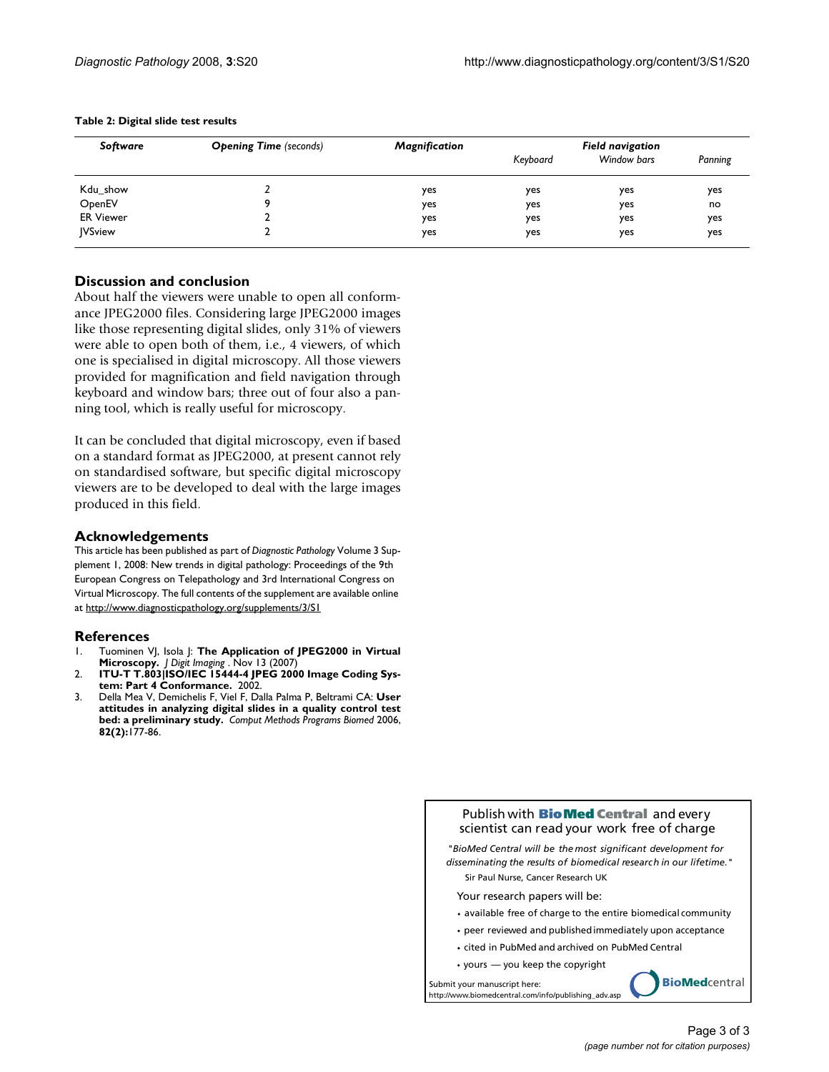**Table 2: Digital slide test results**

| *Software* | *Opening Time (seconds)* | *Magnification* | *Field navigation* | | |
|---|---|---|---|---|---|
| | | | *Keyboard* | *Window bars* | *Panning* |
| Kdu_show | 2 | yes | yes | yes | yes |
| OpenEV | 9 | yes | yes | yes | no |
| ER Viewer | 2 | yes | yes | yes | yes |
| JVSview | 2 | yes | yes | yes | yes |

## Discussion and conclusion

About half the viewers were unable to open all conformance JPEG2000 files. Considering large JPEG2000 images like those representing digital slides, only 31% of viewers were able to open both of them, i.e., 4 viewers, of which one is specialised in digital microscopy. All those viewers provided for magnification and field navigation through keyboard and window bars; three out of four also a panning tool, which is really useful for microscopy.

It can be concluded that digital microscopy, even if based on a standard format as JPEG2000, at present cannot rely on standardised software, but specific digital microscopy viewers are to be developed to deal with the large images produced in this field.

## Acknowledgements

This article has been published as part of *Diagnostic Pathology* Volume 3 Supplement 1, 2008: New trends in digital pathology: Proceedings of the 9th European Congress on Telepathology and 3rd International Congress on Virtual Microscopy. The full contents of the supplement are available online at http://www.diagnosticpathology.org/supplements/3/S1

## References

1. Tuominen VJ, Isola J: **The Application of JPEG2000 in Virtual Microscopy.** *J Digit Imaging* . Nov 13 (2007)
2. **ITU-T T.803|ISO/IEC 15444-4 JPEG 2000 Image Coding System: Part 4 Conformance.** 2002.
3. Della Mea V, Demichelis F, Viel F, Dalla Palma P, Beltrami CA: **User attitudes in analyzing digital slides in a quality control test bed: a preliminary study.** *Comput Methods Programs Biomed* 2006, **82(2):**177-86.

Publish with **BioMed Central** and every scientist can read your work free of charge

*"BioMed Central will be the most significant development for disseminating the results of biomedical research in our lifetime."*

Sir Paul Nurse, Cancer Research UK

Your research papers will be:

- available free of charge to the entire biomedical community
- peer reviewed and published immediately upon acceptance
- cited in PubMed and archived on PubMed Central
- yours — you keep the copyright

Submit your manuscript here:
http://www.biomedcentral.com/info/publishing_adv.asp

BioMedcentral